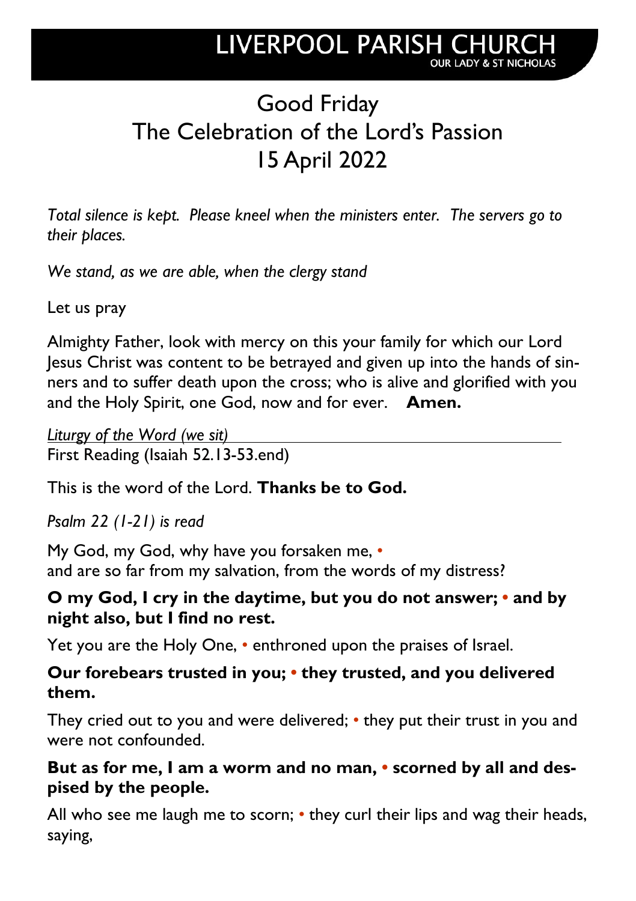# LIVERPOOL PARISH CHURCH
OUR LADY & ST NICHOLAS

## Good Friday
## The Celebration of the Lord's Passion
## 15 April 2022

*Total silence is kept. Please kneel when the ministers enter. The servers go to their places.*

*We stand, as we are able, when the clergy stand*

Let us pray

Almighty Father, look with mercy on this your family for which our Lord Jesus Christ was content to be betrayed and given up into the hands of sinners and to suffer death upon the cross; who is alive and glorified with you and the Holy Spirit, one God, now and for ever. **Amen.**

*Liturgy of the Word (we sit)*

First Reading (Isaiah 52.13-53.end)

This is the word of the Lord. **Thanks be to God.**

*Psalm 22 (1-21) is read*

My God, my God, why have you forsaken me, •
and are so far from my salvation, from the words of my distress?

**O my God, I cry in the daytime, but you do not answer; • and by night also, but I find no rest.**

Yet you are the Holy One, • enthroned upon the praises of Israel.

**Our forebears trusted in you; • they trusted, and you delivered them.**

They cried out to you and were delivered; • they put their trust in you and were not confounded.

**But as for me, I am a worm and no man, • scorned by all and despised by the people.**

All who see me laugh me to scorn; • they curl their lips and wag their heads, saying,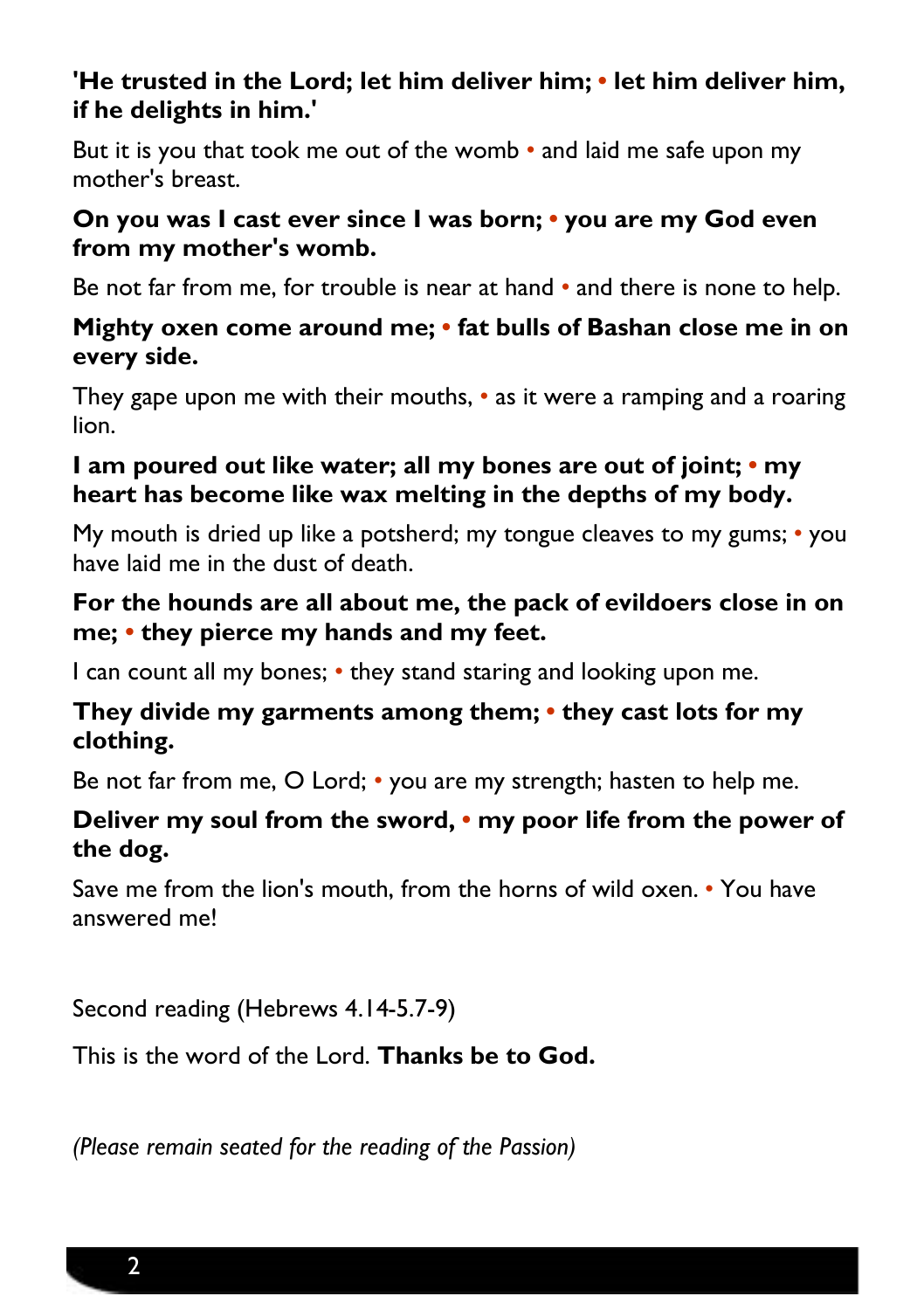**'He trusted in the Lord; let him deliver him; • let him deliver him, if he delights in him.'**

But it is you that took me out of the womb • and laid me safe upon my mother's breast.

**On you was I cast ever since I was born; • you are my God even from my mother's womb.**

Be not far from me, for trouble is near at hand • and there is none to help.

**Mighty oxen come around me; • fat bulls of Bashan close me in on every side.**

They gape upon me with their mouths, • as it were a ramping and a roaring lion.

**I am poured out like water; all my bones are out of joint; • my heart has become like wax melting in the depths of my body.**

My mouth is dried up like a potsherd; my tongue cleaves to my gums; • you have laid me in the dust of death.

**For the hounds are all about me, the pack of evildoers close in on me; • they pierce my hands and my feet.**

I can count all my bones; • they stand staring and looking upon me.

**They divide my garments among them; • they cast lots for my clothing.**

Be not far from me, O Lord; • you are my strength; hasten to help me.

**Deliver my soul from the sword, • my poor life from the power of the dog.**

Save me from the lion's mouth, from the horns of wild oxen. • You have answered me!

Second reading (Hebrews 4.14-5.7-9)

This is the word of the Lord. **Thanks be to God.**

*(Please remain seated for the reading of the Passion)*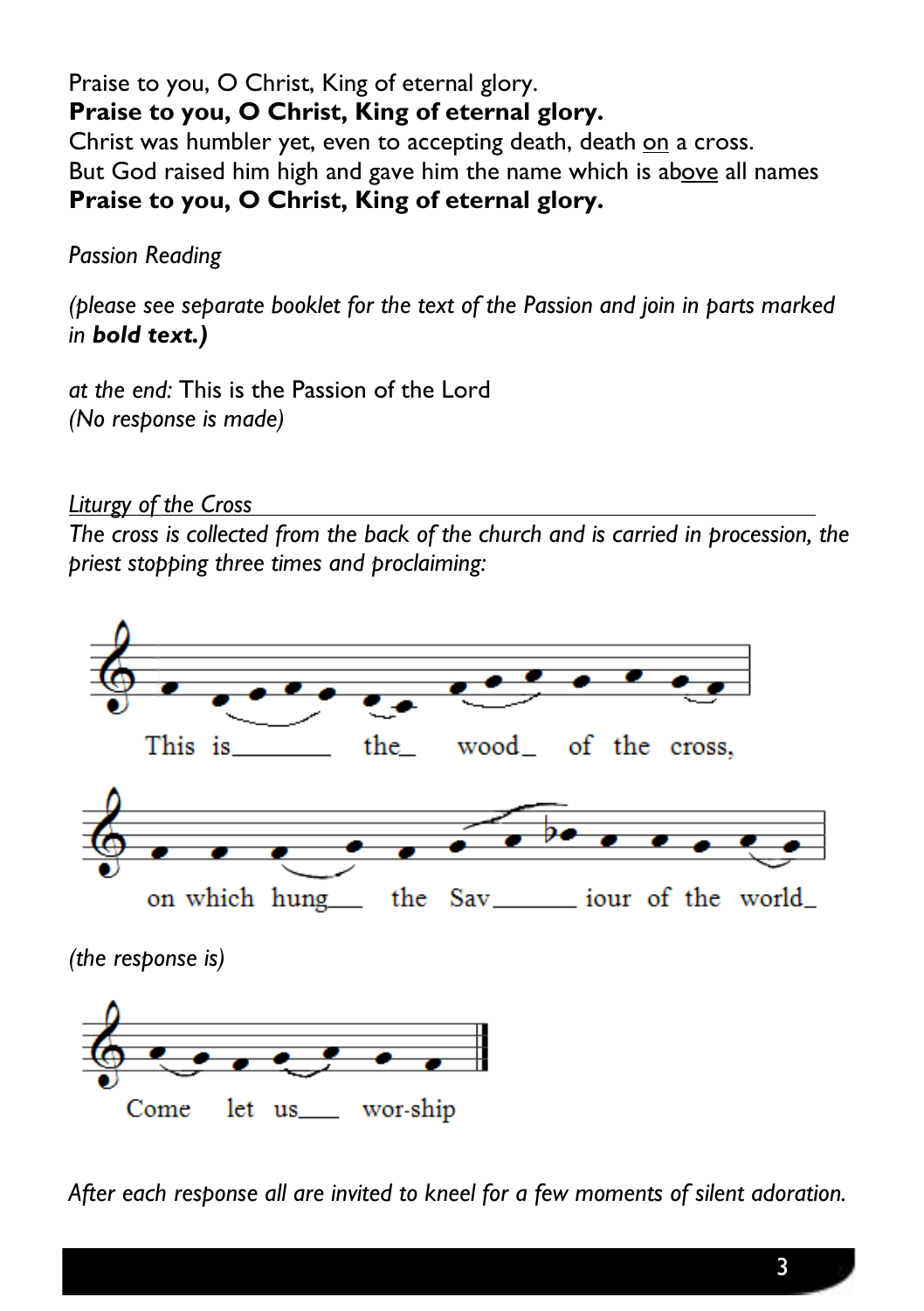Praise to you, O Christ, King of eternal glory.
**Praise to you, O Christ, King of eternal glory.**
Christ was humbler yet, even to accepting death, death <u>on</u> a cross.
But God raised him high and gave him the name which is ab<u>ove</u> all names
**Praise to you, O Christ, King of eternal glory.**

*Passion Reading*

*(please see separate booklet for the text of the Passion and join in parts marked in **bold text.)***

*at the end:* This is the Passion of the Lord
*(No response is made)*

*<u>Liturgy of the Cross</u>*
*The cross is collected from the back of the church and is carried in procession, the priest stopping three times and proclaiming:*

This is\_\_\_\_\_\_\_ the\_ wood\_ of the cross,
on which hung\_\_ the Sav\_\_\_\_\_\_ iour of the world\_

*(the response is)*

Come let us\_\_\_ wor-ship

*After each response all are invited to kneel for a few moments of silent adoration.*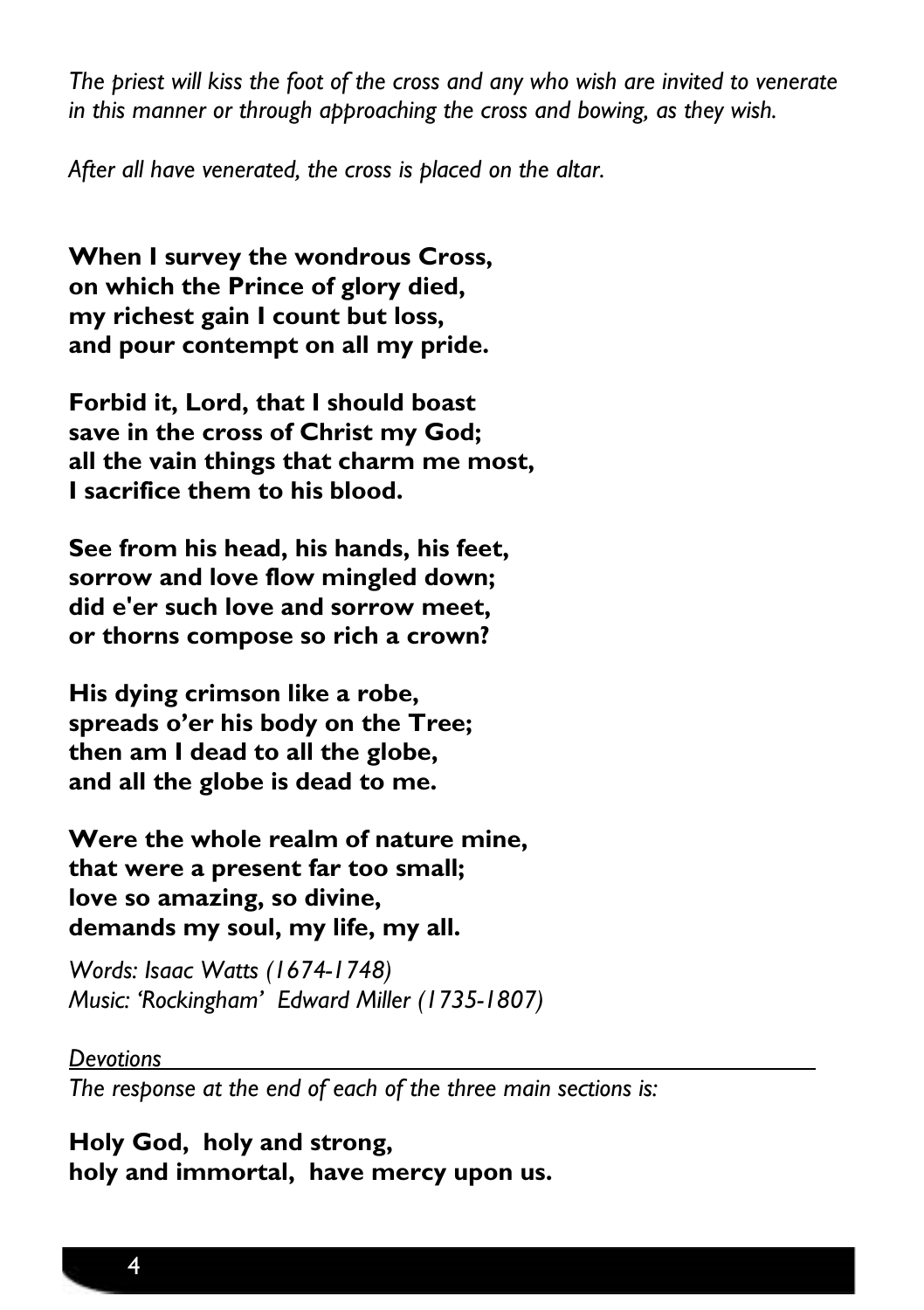*The priest will kiss the foot of the cross and any who wish are invited to venerate in this manner or through approaching the cross and bowing, as they wish.*

*After all have venerated, the cross is placed on the altar.*

**When I survey the wondrous Cross,**
**on which the Prince of glory died,**
**my richest gain I count but loss,**
**and pour contempt on all my pride.**

**Forbid it, Lord, that I should boast**
**save in the cross of Christ my God;**
**all the vain things that charm me most,**
**I sacrifice them to his blood.**

**See from his head, his hands, his feet,**
**sorrow and love flow mingled down;**
**did e'er such love and sorrow meet,**
**or thorns compose so rich a crown?**

**His dying crimson like a robe,**
**spreads o'er his body on the Tree;**
**then am I dead to all the globe,**
**and all the globe is dead to me.**

**Were the whole realm of nature mine,**
**that were a present far too small;**
**love so amazing, so divine,**
**demands my soul, my life, my all.**

*Words: Isaac Watts (1674-1748)*
*Music: 'Rockingham' Edward Miller (1735-1807)*

*Devotions*

*The response at the end of each of the three main sections is:*

**Holy God, holy and strong,**
**holy and immortal, have mercy upon us.**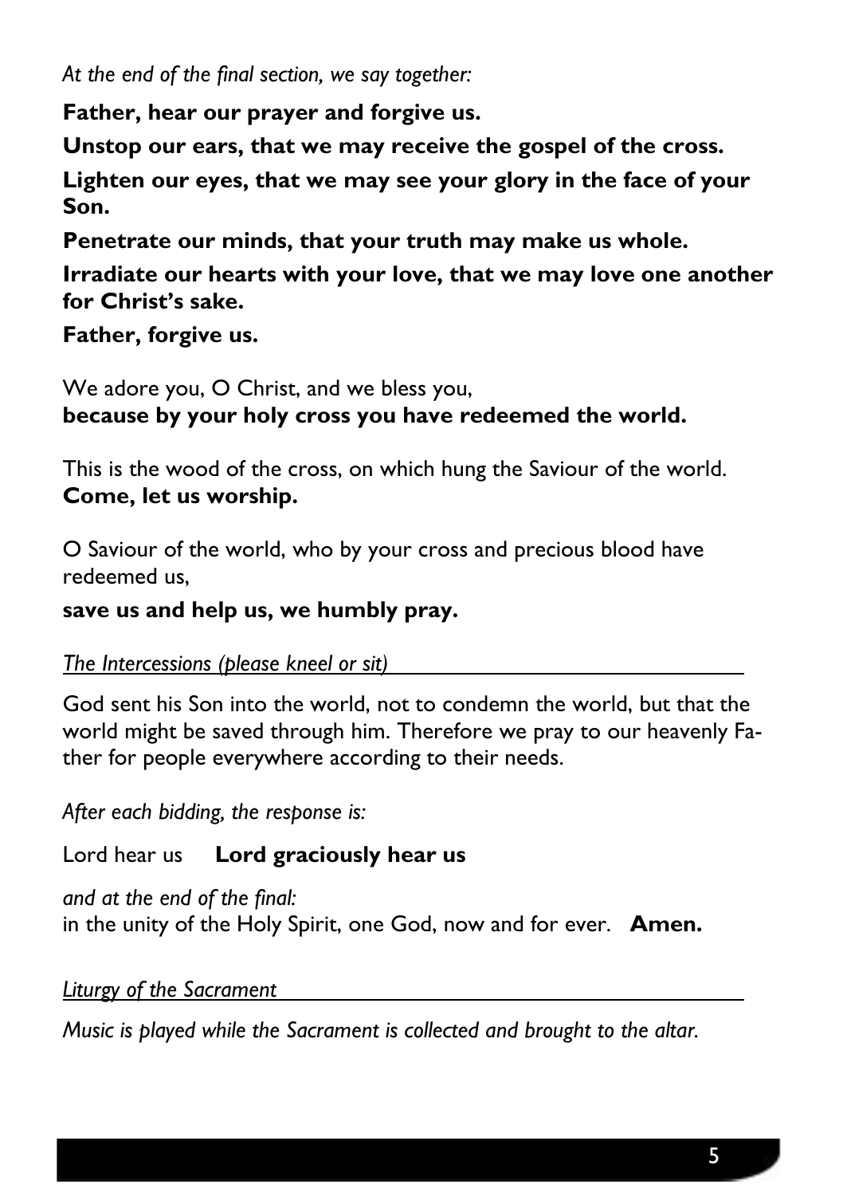*At the end of the final section, we say together:*

**Father, hear our prayer and forgive us.**

**Unstop our ears, that we may receive the gospel of the cross.**

**Lighten our eyes, that we may see your glory in the face of your Son.**

**Penetrate our minds, that your truth may make us whole.**

**Irradiate our hearts with your love, that we may love one another for Christ's sake.**

**Father, forgive us.**

We adore you, O Christ, and we bless you,
**because by your holy cross you have redeemed the world.**

This is the wood of the cross, on which hung the Saviour of the world.
**Come, let us worship.**

O Saviour of the world, who by your cross and precious blood have redeemed us,

**save us and help us, we humbly pray.**

*The Intercessions (please kneel or sit)*

God sent his Son into the world, not to condemn the world, but that the world might be saved through him. Therefore we pray to our heavenly Father for people everywhere according to their needs.

*After each bidding, the response is:*

Lord hear us **Lord graciously hear us**

*and at the end of the final:*
in the unity of the Holy Spirit, one God, now and for ever. **Amen.**

*Liturgy of the Sacrament*

*Music is played while the Sacrament is collected and brought to the altar.*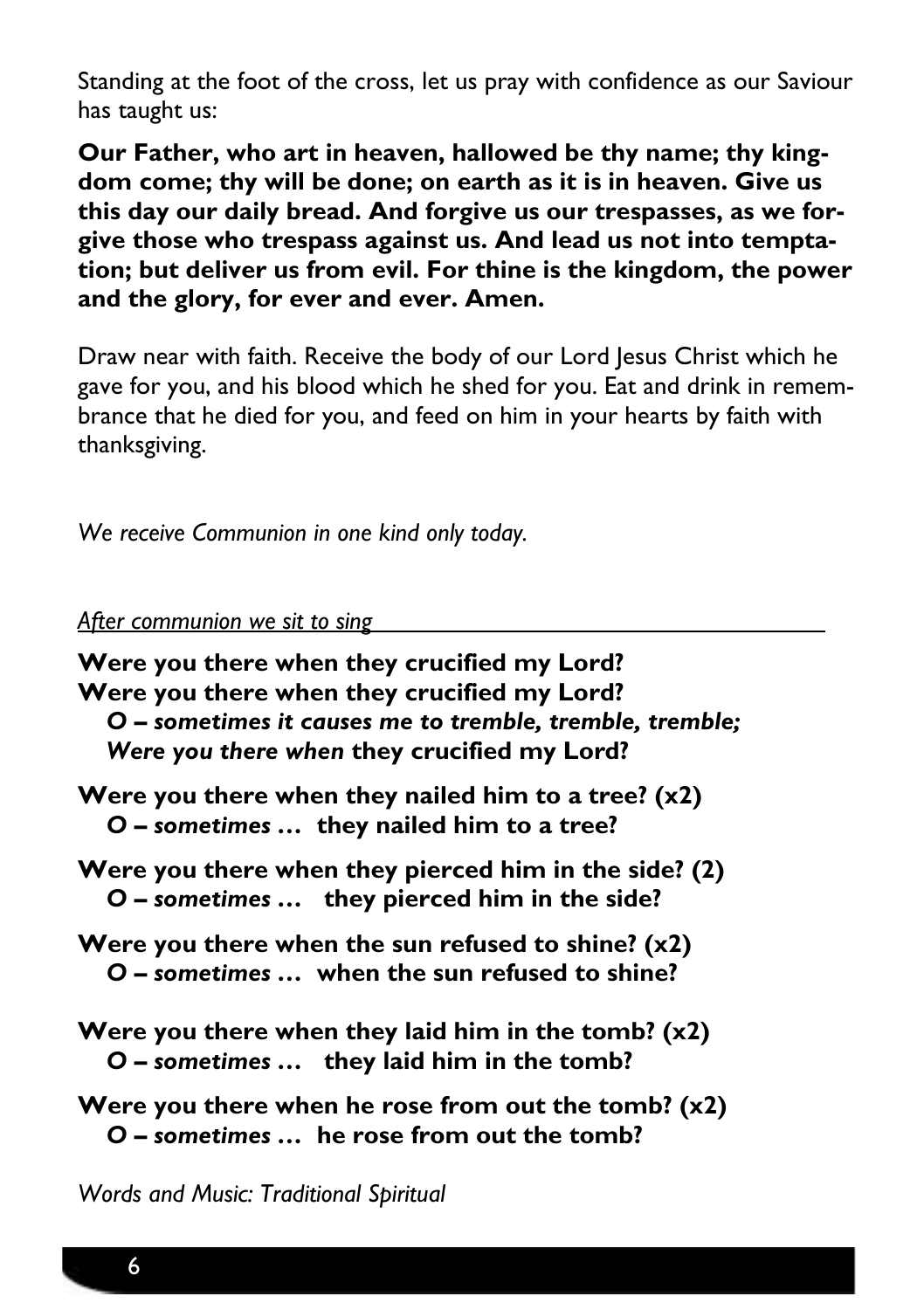Standing at the foot of the cross, let us pray with confidence as our Saviour has taught us:

**Our Father, who art in heaven, hallowed be thy name; thy kingdom come; thy will be done; on earth as it is in heaven. Give us this day our daily bread. And forgive us our trespasses, as we forgive those who trespass against us. And lead us not into temptation; but deliver us from evil. For thine is the kingdom, the power and the glory, for ever and ever. Amen.**

Draw near with faith. Receive the body of our Lord Jesus Christ which he gave for you, and his blood which he shed for you. Eat and drink in remembrance that he died for you, and feed on him in your hearts by faith with thanksgiving.

*We receive Communion in one kind only today.*

*After communion we sit to sing*

**Were you there when they crucified my Lord?**
**Were you there when they crucified my Lord?**
***O – sometimes it causes me to tremble, tremble, tremble;***
***Were you there when* they crucified my Lord?**

**Were you there when they nailed him to a tree? (x2)**
***O – sometimes …* they nailed him to a tree?**

**Were you there when they pierced him in the side? (2)**
***O – sometimes …* they pierced him in the side?**

**Were you there when the sun refused to shine? (x2)**
***O – sometimes …* when the sun refused to shine?**

**Were you there when they laid him in the tomb? (x2)**
***O – sometimes …* they laid him in the tomb?**

**Were you there when he rose from out the tomb? (x2)**
***O – sometimes …* he rose from out the tomb?**

*Words and Music: Traditional Spiritual*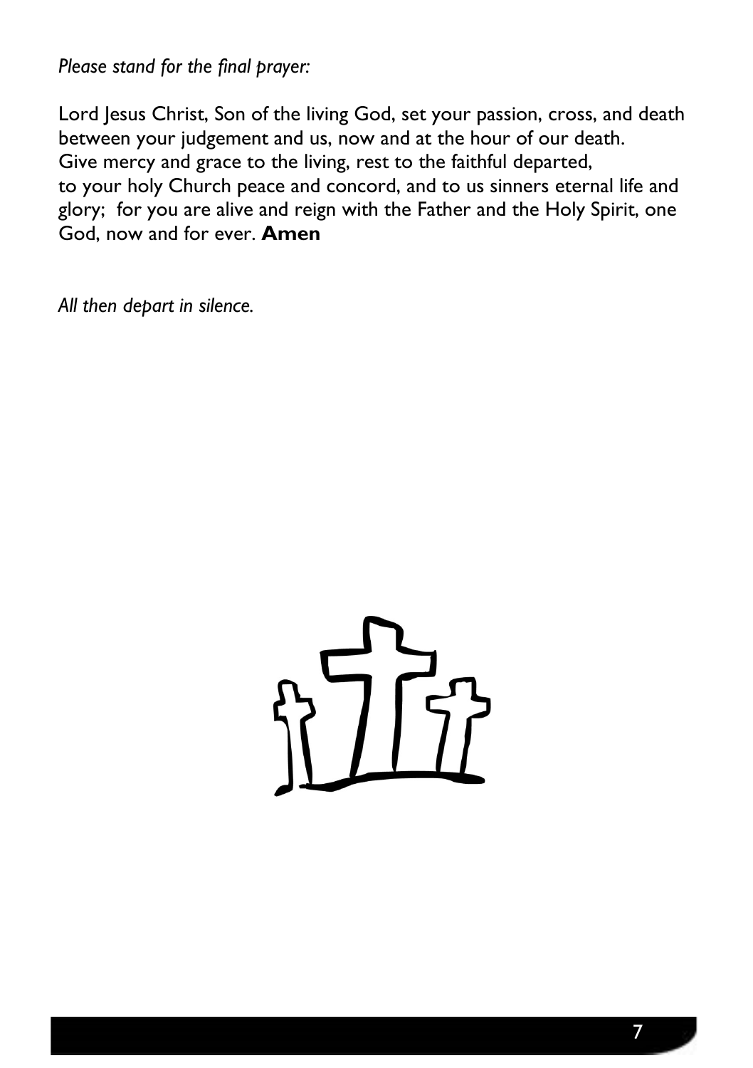*Please stand for the final prayer:*

Lord Jesus Christ, Son of the living God, set your passion, cross, and death between your judgement and us, now and at the hour of our death. Give mercy and grace to the living, rest to the faithful departed, to your holy Church peace and concord, and to us sinners eternal life and glory; for you are alive and reign with the Father and the Holy Spirit, one God, now and for ever. **Amen**

*All then depart in silence.*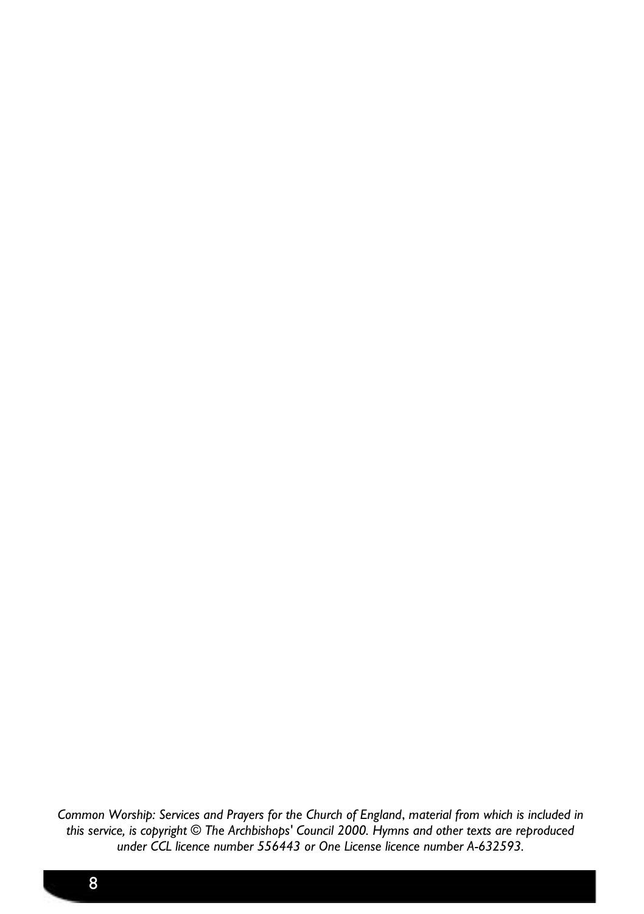*Common Worship: Services and Prayers for the Church of England*, *material from which is included in this service, is copyright © The Archbishops' Council 2000. Hymns and other texts are reproduced under CCL licence number 556443 or One License licence number A-632593.*